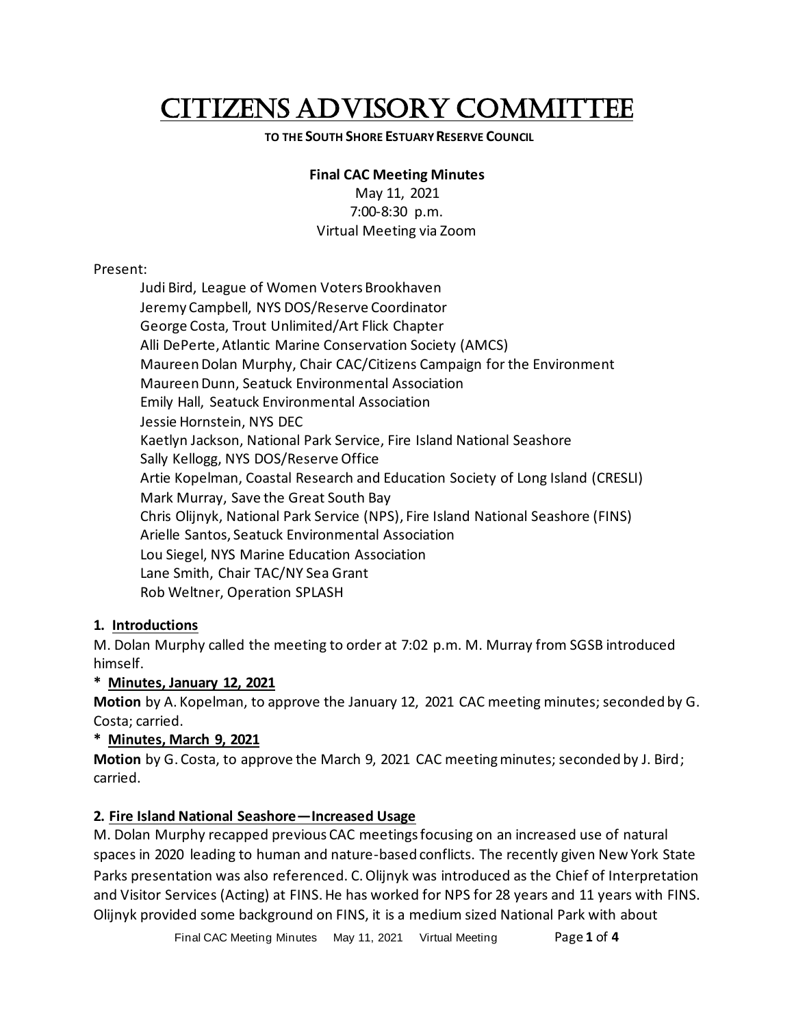# CITIZENS ADVISORY COMMITTEE

**TO THE SOUTH SHORE ESTUARY RESERVE COUNCIL**

**Final CAC Meeting Minutes**
May 11, 2021
7:00-8:30 p.m.
Virtual Meeting via Zoom

Present:

Judi Bird, League of Women Voters Brookhaven
Jeremy Campbell, NYS DOS/Reserve Coordinator
George Costa, Trout Unlimited/Art Flick Chapter
Alli DePerte, Atlantic Marine Conservation Society (AMCS)
Maureen Dolan Murphy, Chair CAC/Citizens Campaign for the Environment
Maureen Dunn, Seatuck Environmental Association
Emily Hall, Seatuck Environmental Association
Jessie Hornstein, NYS DEC
Kaetlyn Jackson, National Park Service, Fire Island National Seashore
Sally Kellogg, NYS DOS/Reserve Office
Artie Kopelman, Coastal Research and Education Society of Long Island (CRESLI)
Mark Murray, Save the Great South Bay
Chris Olijnyk, National Park Service (NPS), Fire Island National Seashore (FINS)
Arielle Santos, Seatuck Environmental Association
Lou Siegel, NYS Marine Education Association
Lane Smith, Chair TAC/NY Sea Grant
Rob Weltner, Operation SPLASH

**1. Introductions**

M. Dolan Murphy called the meeting to order at 7:02 p.m. M. Murray from SGSB introduced himself.

**\* Minutes, January 12, 2021**

**Motion** by A. Kopelman, to approve the January 12, 2021 CAC meeting minutes; seconded by G. Costa; carried.

**\* Minutes, March 9, 2021**

**Motion** by G. Costa, to approve the March 9, 2021 CAC meeting minutes; seconded by J. Bird; carried.

**2. Fire Island National Seashore—Increased Usage**

M. Dolan Murphy recapped previous CAC meetings focusing on an increased use of natural spaces in 2020 leading to human and nature-based conflicts. The recently given New York State Parks presentation was also referenced. C. Olijnyk was introduced as the Chief of Interpretation and Visitor Services (Acting) at FINS. He has worked for NPS for 28 years and 11 years with FINS. Olijnyk provided some background on FINS, it is a medium sized National Park with about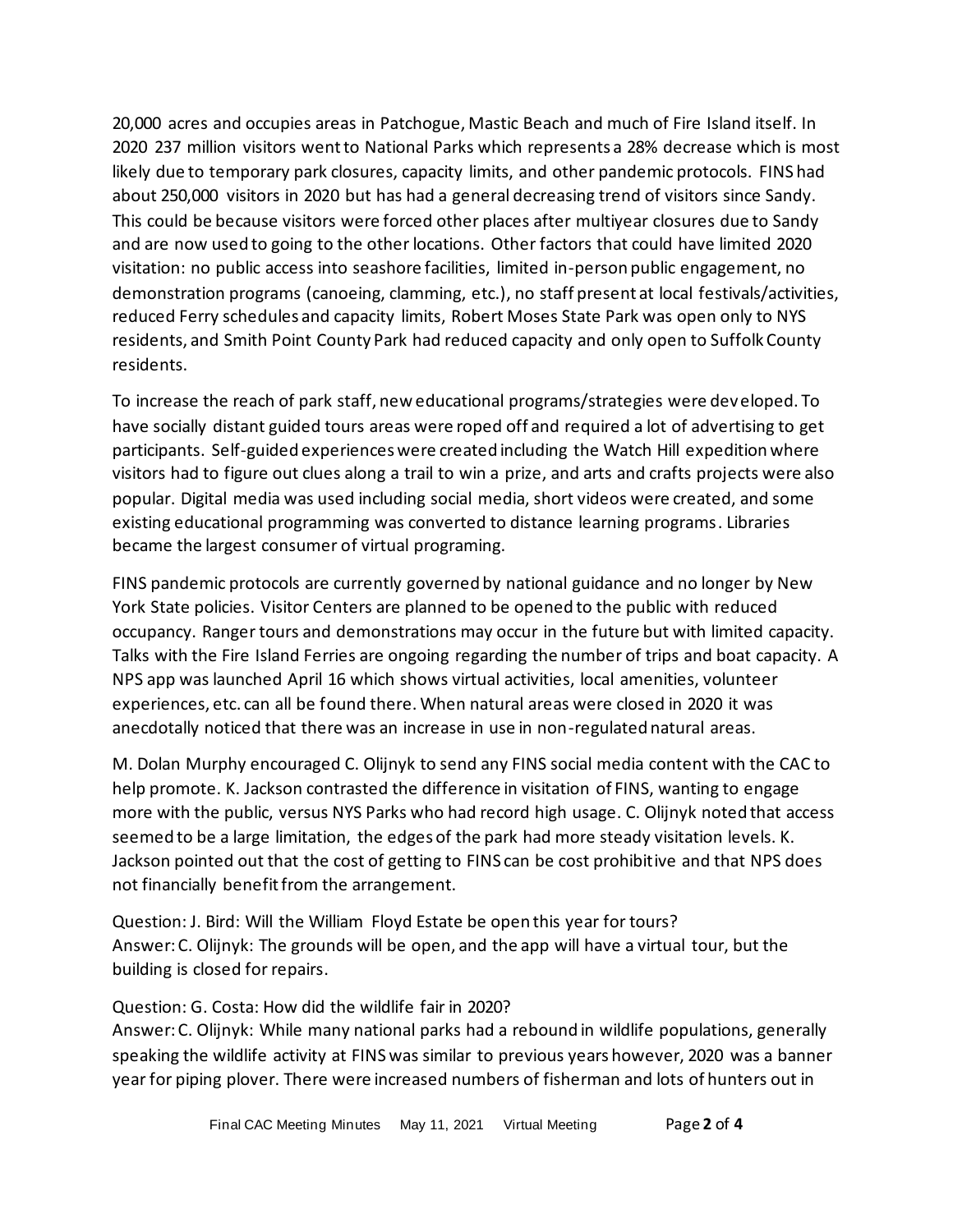20,000 acres and occupies areas in Patchogue, Mastic Beach and much of Fire Island itself. In 2020 237 million visitors went to National Parks which represents a 28% decrease which is most likely due to temporary park closures, capacity limits, and other pandemic protocols. FINS had about 250,000 visitors in 2020 but has had a general decreasing trend of visitors since Sandy. This could be because visitors were forced other places after multiyear closures due to Sandy and are now used to going to the other locations. Other factors that could have limited 2020 visitation: no public access into seashore facilities, limited in-person public engagement, no demonstration programs (canoeing, clamming, etc.), no staff present at local festivals/activities, reduced Ferry schedules and capacity limits, Robert Moses State Park was open only to NYS residents, and Smith Point County Park had reduced capacity and only open to Suffolk County residents.

To increase the reach of park staff, new educational programs/strategies were developed. To have socially distant guided tours areas were roped off and required a lot of advertising to get participants. Self-guided experiences were created including the Watch Hill expedition where visitors had to figure out clues along a trail to win a prize, and arts and crafts projects were also popular. Digital media was used including social media, short videos were created, and some existing educational programming was converted to distance learning programs. Libraries became the largest consumer of virtual programing.

FINS pandemic protocols are currently governed by national guidance and no longer by New York State policies. Visitor Centers are planned to be opened to the public with reduced occupancy. Ranger tours and demonstrations may occur in the future but with limited capacity. Talks with the Fire Island Ferries are ongoing regarding the number of trips and boat capacity. A NPS app was launched April 16 which shows virtual activities, local amenities, volunteer experiences, etc. can all be found there. When natural areas were closed in 2020 it was anecdotally noticed that there was an increase in use in non-regulated natural areas.

M. Dolan Murphy encouraged C. Olijnyk to send any FINS social media content with the CAC to help promote. K. Jackson contrasted the difference in visitation of FINS, wanting to engage more with the public, versus NYS Parks who had record high usage. C. Olijnyk noted that access seemed to be a large limitation, the edges of the park had more steady visitation levels. K. Jackson pointed out that the cost of getting to FINS can be cost prohibitive and that NPS does not financially benefit from the arrangement.

Question: J. Bird: Will the William Floyd Estate be open this year for tours?
Answer: C. Olijnyk: The grounds will be open, and the app will have a virtual tour, but the building is closed for repairs.

Question: G. Costa: How did the wildlife fair in 2020?
Answer: C. Olijnyk: While many national parks had a rebound in wildlife populations, generally speaking the wildlife activity at FINS was similar to previous years however, 2020 was a banner year for piping plover. There were increased numbers of fisherman and lots of hunters out in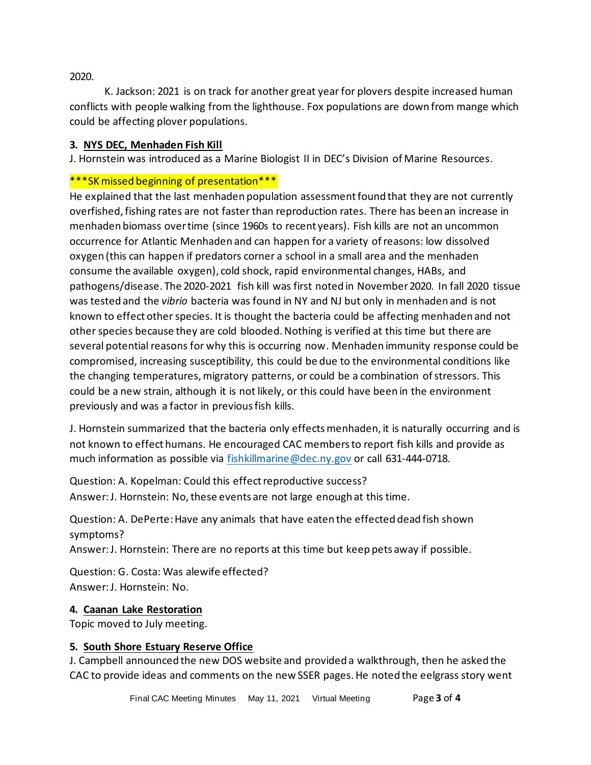2020.

K. Jackson: 2021 is on track for another great year for plovers despite increased human conflicts with people walking from the lighthouse. Fox populations are down from mange which could be affecting plover populations.

### 3. NYS DEC, Menhaden Fish Kill

J. Hornstein was introduced as a Marine Biologist II in DEC's Division of Marine Resources.

***SK missed beginning of presentation***

He explained that the last menhaden population assessment found that they are not currently overfished, fishing rates are not faster than reproduction rates. There has been an increase in menhaden biomass over time (since 1960s to recent years). Fish kills are not an uncommon occurrence for Atlantic Menhaden and can happen for a variety of reasons: low dissolved oxygen (this can happen if predators corner a school in a small area and the menhaden consume the available oxygen), cold shock, rapid environmental changes, HABs, and pathogens/disease. The 2020-2021 fish kill was first noted in November 2020. In fall 2020 tissue was tested and the *vibrio* bacteria was found in NY and NJ but only in menhaden and is not known to effect other species. It is thought the bacteria could be affecting menhaden and not other species because they are cold blooded. Nothing is verified at this time but there are several potential reasons for why this is occurring now. Menhaden immunity response could be compromised, increasing susceptibility, this could be due to the environmental conditions like the changing temperatures, migratory patterns, or could be a combination of stressors. This could be a new strain, although it is not likely, or this could have been in the environment previously and was a factor in previous fish kills.

J. Hornstein summarized that the bacteria only effects menhaden, it is naturally occurring and is not known to effect humans. He encouraged CAC members to report fish kills and provide as much information as possible via fishkillmarine@dec.ny.gov or call 631-444-0718.

Question: A. Kopelman: Could this effect reproductive success?
Answer: J. Hornstein: No, these events are not large enough at this time.

Question: A. DePerte: Have any animals that have eaten the effected dead fish shown symptoms?
Answer: J. Hornstein: There are no reports at this time but keep pets away if possible.

Question: G. Costa: Was alewife effected?
Answer: J. Hornstein: No.

### 4. Caanan Lake Restoration

Topic moved to July meeting.

### 5. South Shore Estuary Reserve Office

J. Campbell announced the new DOS website and provided a walkthrough, then he asked the CAC to provide ideas and comments on the new SSER pages. He noted the eelgrass story went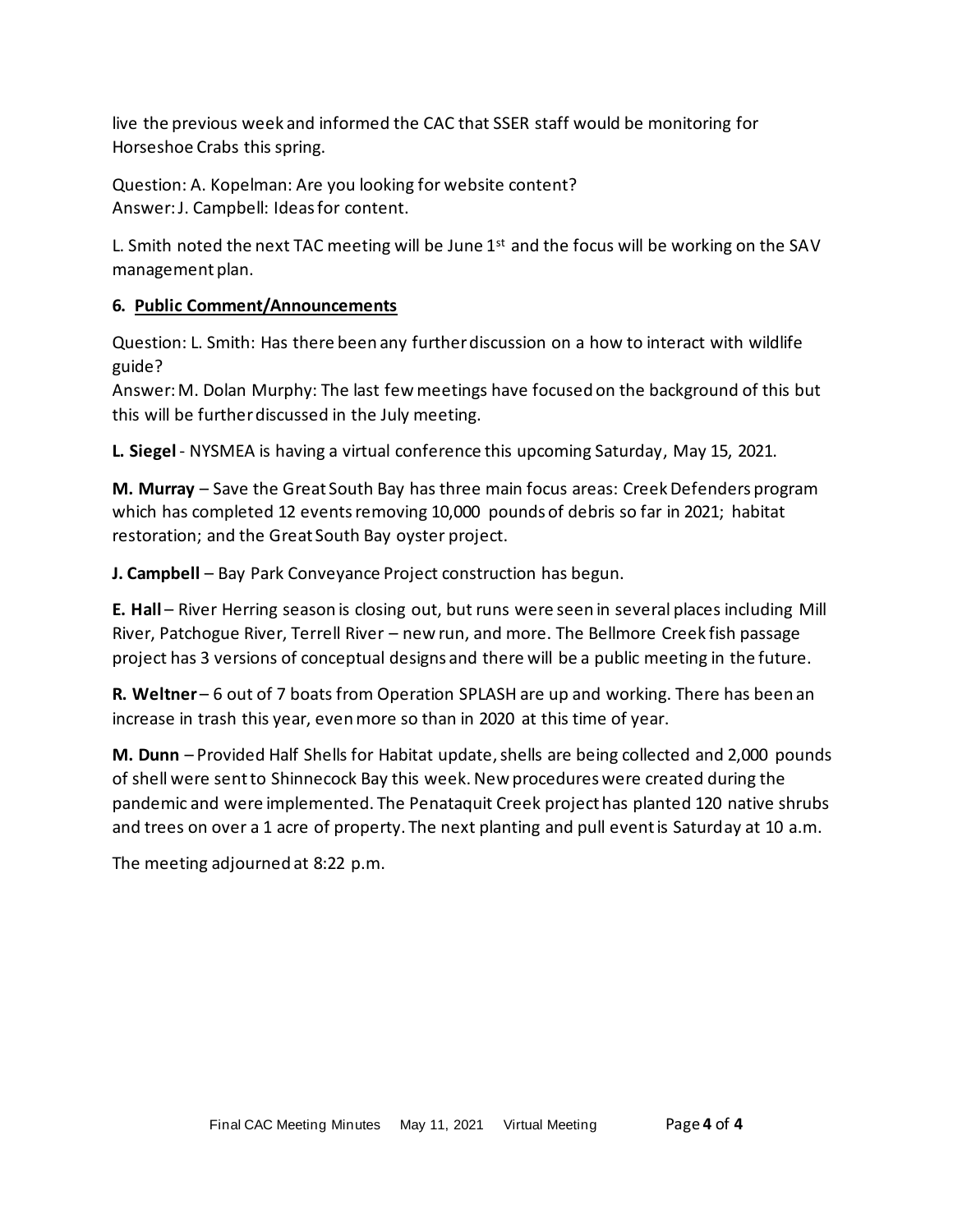live the previous week and informed the CAC that SSER staff would be monitoring for Horseshoe Crabs this spring.

Question: A. Kopelman: Are you looking for website content?
Answer: J. Campbell: Ideas for content.

L. Smith noted the next TAC meeting will be June 1st and the focus will be working on the SAV management plan.

**6. Public Comment/Announcements**

Question: L. Smith: Has there been any further discussion on a how to interact with wildlife guide?
Answer: M. Dolan Murphy: The last few meetings have focused on the background of this but this will be further discussed in the July meeting.

**L. Siegel** - NYSMEA is having a virtual conference this upcoming Saturday, May 15, 2021.

**M. Murray** – Save the Great South Bay has three main focus areas: Creek Defenders program which has completed 12 events removing 10,000 pounds of debris so far in 2021; habitat restoration; and the Great South Bay oyster project.

**J. Campbell** – Bay Park Conveyance Project construction has begun.

**E. Hall** – River Herring season is closing out, but runs were seen in several places including Mill River, Patchogue River, Terrell River – new run, and more. The Bellmore Creek fish passage project has 3 versions of conceptual designs and there will be a public meeting in the future.

**R. Weltner** – 6 out of 7 boats from Operation SPLASH are up and working. There has been an increase in trash this year, even more so than in 2020 at this time of year.

**M. Dunn** – Provided Half Shells for Habitat update, shells are being collected and 2,000 pounds of shell were sent to Shinnecock Bay this week. New procedures were created during the pandemic and were implemented. The Penataquit Creek project has planted 120 native shrubs and trees on over a 1 acre of property. The next planting and pull event is Saturday at 10 a.m.

The meeting adjourned at 8:22 p.m.